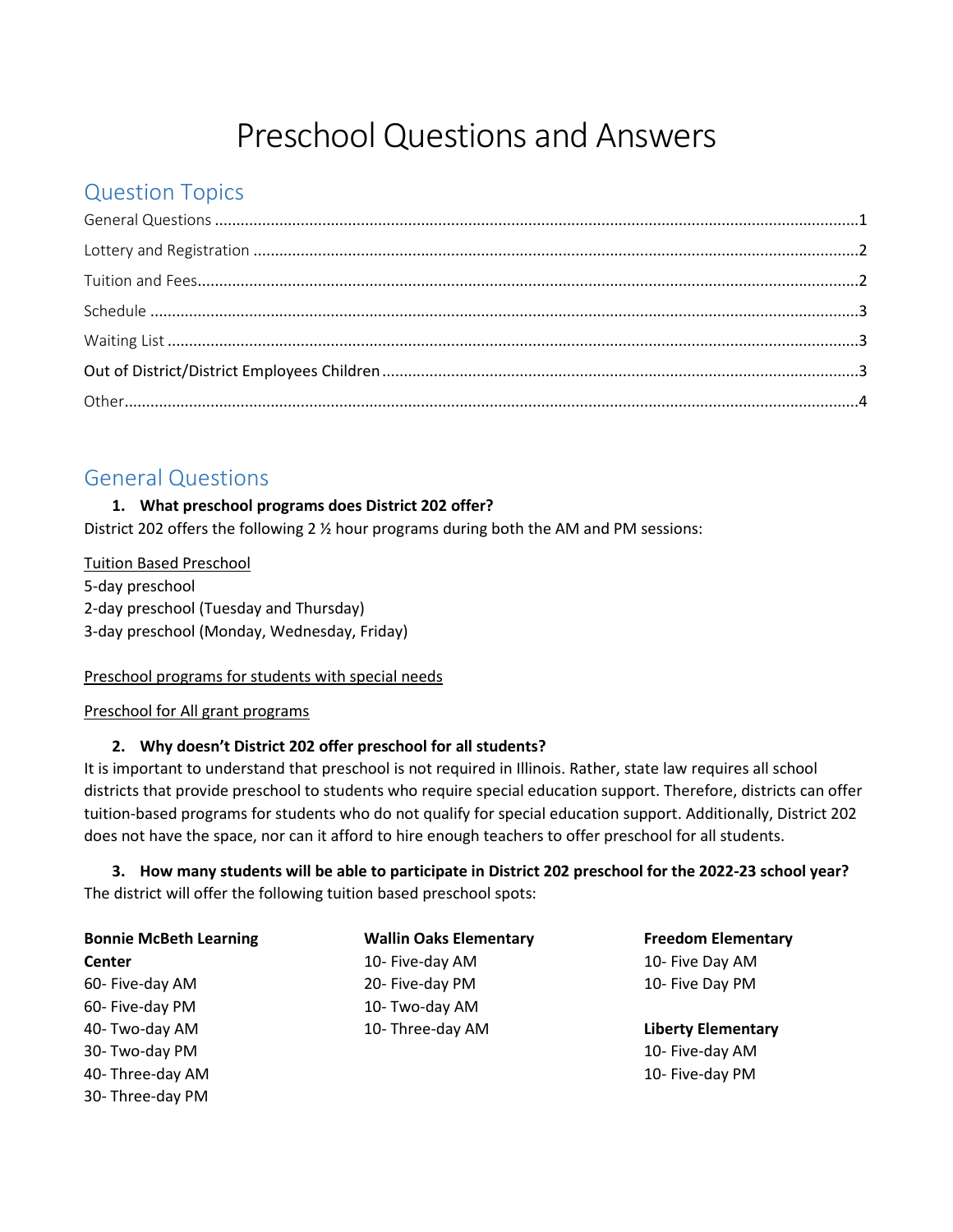# Preschool Questions and Answers

## Question Topics

General Questions ....1
Lottery and Registration ....2
Tuition and Fees....2
Schedule ....3
Waiting List ....3
Out of District/District Employees Children ....3
Other....4

## General Questions

**1. What preschool programs does District 202 offer?**

District 202 offers the following 2 ½ hour programs during both the AM and PM sessions:

<u>Tuition Based Preschool</u>
5-day preschool
2-day preschool (Tuesday and Thursday)
3-day preschool (Monday, Wednesday, Friday)

<u>Preschool programs for students with special needs</u>

<u>Preschool for All grant programs</u>

**2. Why doesn't District 202 offer preschool for all students?**

It is important to understand that preschool is not required in Illinois. Rather, state law requires all school districts that provide preschool to students who require special education support. Therefore, districts can offer tuition-based programs for students who do not qualify for special education support. Additionally, District 202 does not have the space, nor can it afford to hire enough teachers to offer preschool for all students.

**3. How many students will be able to participate in District 202 preschool for the 2022-23 school year?**

The district will offer the following tuition based preschool spots:

**Bonnie McBeth Learning Center**
60- Five-day AM
60- Five-day PM
40- Two-day AM
30- Two-day PM
40- Three-day AM
30- Three-day PM

**Wallin Oaks Elementary**
10- Five-day AM
20- Five-day PM
10- Two-day AM
10- Three-day AM

**Freedom Elementary**
10- Five Day AM
10- Five Day PM

**Liberty Elementary**
10- Five-day AM
10- Five-day PM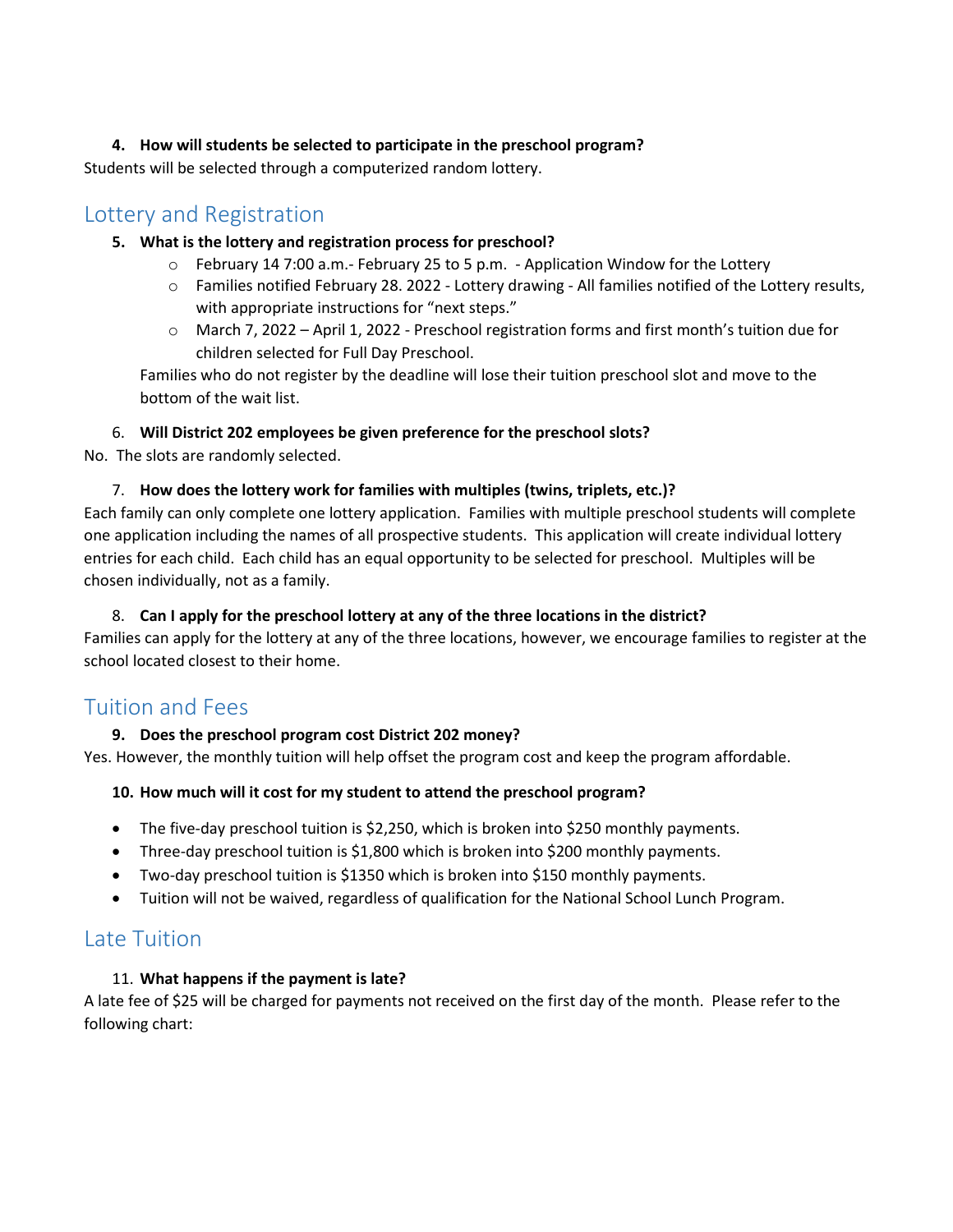**4. How will students be selected to participate in the preschool program?**

Students will be selected through a computerized random lottery.

## Lottery and Registration

**5. What is the lottery and registration process for preschool?**

- February 14 7:00 a.m.- February 25 to 5 p.m. - Application Window for the Lottery
- Families notified February 28. 2022 - Lottery drawing - All families notified of the Lottery results, with appropriate instructions for "next steps."
- March 7, 2022 – April 1, 2022 - Preschool registration forms and first month's tuition due for children selected for Full Day Preschool.

Families who do not register by the deadline will lose their tuition preschool slot and move to the bottom of the wait list.

6. **Will District 202 employees be given preference for the preschool slots?**

No. The slots are randomly selected.

7. **How does the lottery work for families with multiples (twins, triplets, etc.)?**

Each family can only complete one lottery application. Families with multiple preschool students will complete one application including the names of all prospective students. This application will create individual lottery entries for each child. Each child has an equal opportunity to be selected for preschool. Multiples will be chosen individually, not as a family.

8. **Can I apply for the preschool lottery at any of the three locations in the district?**

Families can apply for the lottery at any of the three locations, however, we encourage families to register at the school located closest to their home.

## Tuition and Fees

**9. Does the preschool program cost District 202 money?**

Yes. However, the monthly tuition will help offset the program cost and keep the program affordable.

**10. How much will it cost for my student to attend the preschool program?**

- The five-day preschool tuition is $2,250, which is broken into $250 monthly payments.
- Three-day preschool tuition is $1,800 which is broken into $200 monthly payments.
- Two-day preschool tuition is $1350 which is broken into $150 monthly payments.
- Tuition will not be waived, regardless of qualification for the National School Lunch Program.

## Late Tuition

11. **What happens if the payment is late?**

A late fee of $25 will be charged for payments not received on the first day of the month. Please refer to the following chart: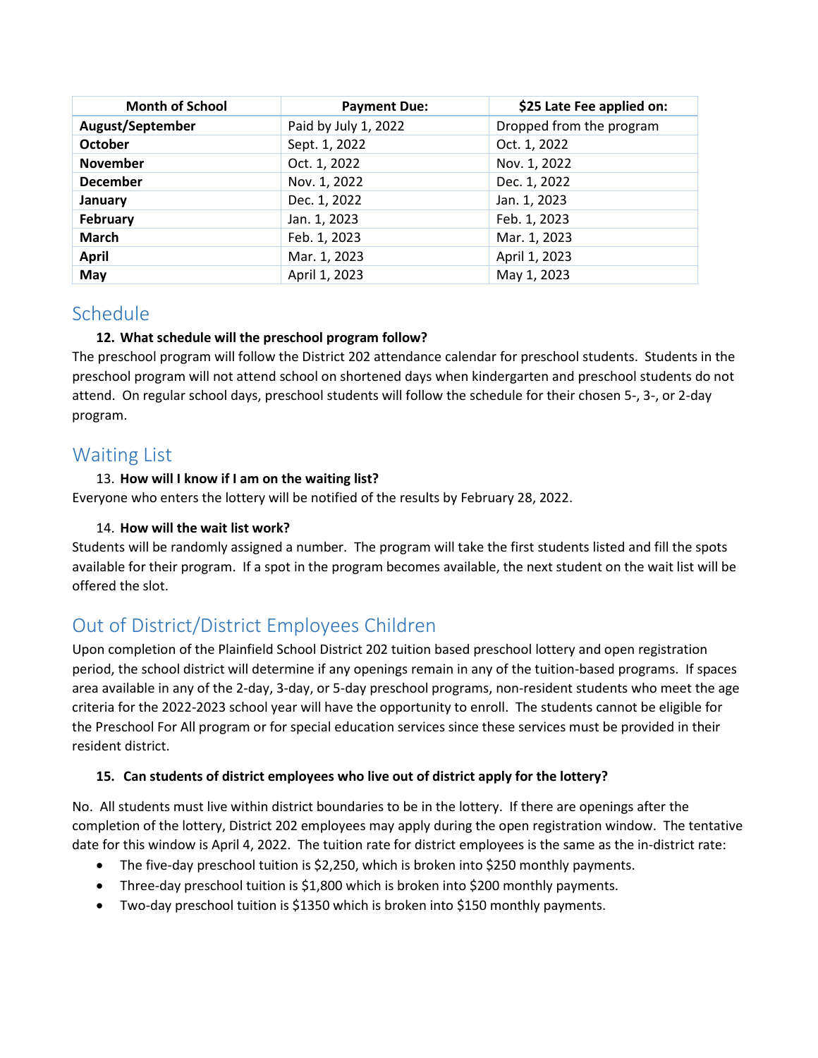| Month of School | Payment Due: | $25 Late Fee applied on: |
| --- | --- | --- |
| **August/September** | Paid by July 1, 2022 | Dropped from the program |
| **October** | Sept. 1, 2022 | Oct. 1, 2022 |
| **November** | Oct. 1, 2022 | Nov. 1, 2022 |
| **December** | Nov. 1, 2022 | Dec. 1, 2022 |
| **January** | Dec. 1, 2022 | Jan. 1, 2023 |
| **February** | Jan. 1, 2023 | Feb. 1, 2023 |
| **March** | Feb. 1, 2023 | Mar. 1, 2023 |
| **April** | Mar. 1, 2023 | April 1, 2023 |
| **May** | April 1, 2023 | May 1, 2023 |

## Schedule

**12. What schedule will the preschool program follow?**

The preschool program will follow the District 202 attendance calendar for preschool students. Students in the preschool program will not attend school on shortened days when kindergarten and preschool students do not attend. On regular school days, preschool students will follow the schedule for their chosen 5-, 3-, or 2-day program.

## Waiting List

13. **How will I know if I am on the waiting list?**

Everyone who enters the lottery will be notified of the results by February 28, 2022.

14. **How will the wait list work?**

Students will be randomly assigned a number. The program will take the first students listed and fill the spots available for their program. If a spot in the program becomes available, the next student on the wait list will be offered the slot.

## Out of District/District Employees Children

Upon completion of the Plainfield School District 202 tuition based preschool lottery and open registration period, the school district will determine if any openings remain in any of the tuition-based programs. If spaces area available in any of the 2-day, 3-day, or 5-day preschool programs, non-resident students who meet the age criteria for the 2022-2023 school year will have the opportunity to enroll. The students cannot be eligible for the Preschool For All program or for special education services since these services must be provided in their resident district.

**15. Can students of district employees who live out of district apply for the lottery?**

No. All students must live within district boundaries to be in the lottery. If there are openings after the completion of the lottery, District 202 employees may apply during the open registration window. The tentative date for this window is April 4, 2022. The tuition rate for district employees is the same as the in-district rate:

- The five-day preschool tuition is $2,250, which is broken into $250 monthly payments.
- Three-day preschool tuition is $1,800 which is broken into $200 monthly payments.
- Two-day preschool tuition is $1350 which is broken into $150 monthly payments.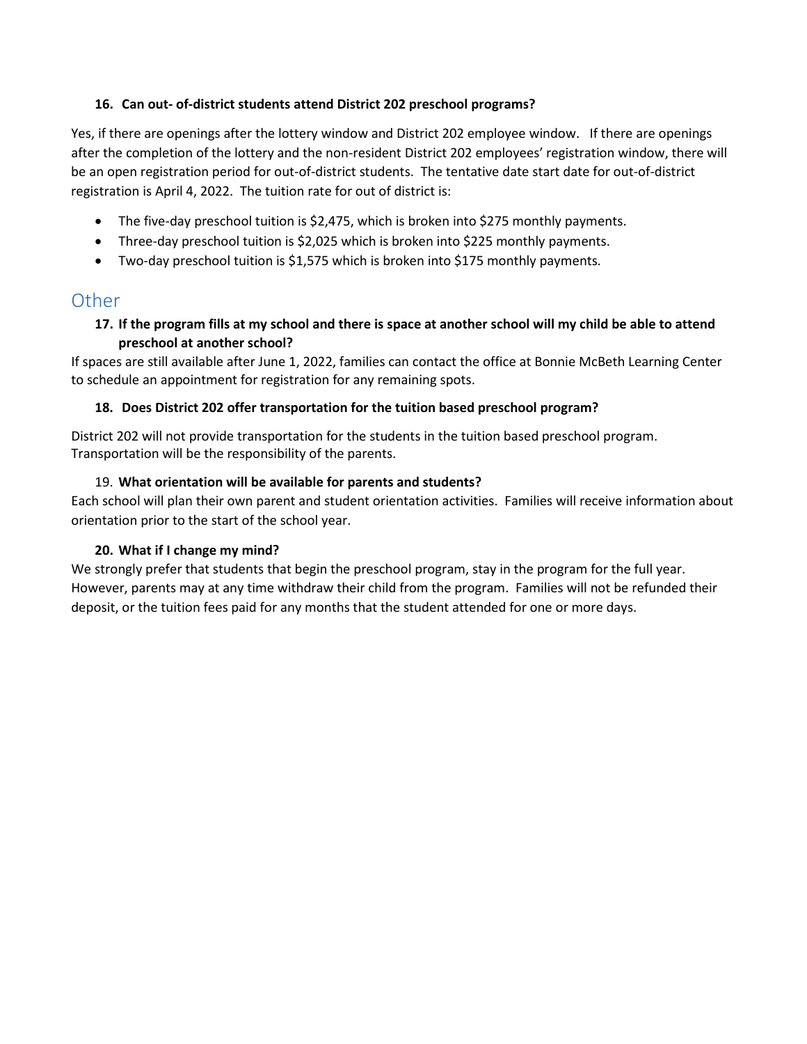**16. Can out- of-district students attend District 202 preschool programs?**

Yes, if there are openings after the lottery window and District 202 employee window. If there are openings after the completion of the lottery and the non-resident District 202 employees' registration window, there will be an open registration period for out-of-district students. The tentative date start date for out-of-district registration is April 4, 2022. The tuition rate for out of district is:

- The five-day preschool tuition is $2,475, which is broken into $275 monthly payments.
- Three-day preschool tuition is $2,025 which is broken into $225 monthly payments.
- Two-day preschool tuition is $1,575 which is broken into $175 monthly payments.

## Other

**17. If the program fills at my school and there is space at another school will my child be able to attend preschool at another school?**

If spaces are still available after June 1, 2022, families can contact the office at Bonnie McBeth Learning Center to schedule an appointment for registration for any remaining spots.

**18. Does District 202 offer transportation for the tuition based preschool program?**

District 202 will not provide transportation for the students in the tuition based preschool program. Transportation will be the responsibility of the parents.

19. **What orientation will be available for parents and students?**

Each school will plan their own parent and student orientation activities. Families will receive information about orientation prior to the start of the school year.

**20. What if I change my mind?**

We strongly prefer that students that begin the preschool program, stay in the program for the full year. However, parents may at any time withdraw their child from the program. Families will not be refunded their deposit, or the tuition fees paid for any months that the student attended for one or more days.